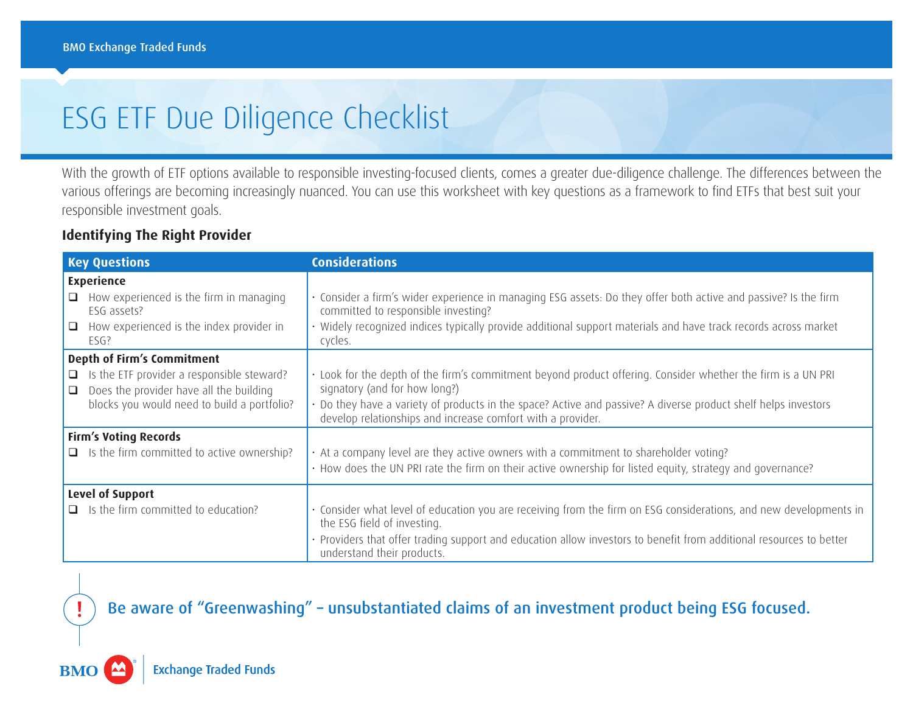# ESG ETF Due Diligence Checklist

With the growth of ETF options available to responsible investing-focused clients, comes a greater due-diligence challenge. The differences between the various offerings are becoming increasingly nuanced. You can use this worksheet with key questions as a framework to find ETFs that best suit your responsible investment goals.

### Identifying The Right Provider

| Key Questions | Considerations |
| --- | --- |
| **Experience**<br>❑ How experienced is the firm in managing ESG assets?<br>❑ How experienced is the index provider in ESG? | · Consider a firm's wider experience in managing ESG assets: Do they offer both active and passive? Is the firm committed to responsible investing?<br>· Widely recognized indices typically provide additional support materials and have track records across market cycles. |
| **Depth of Firm's Commitment**<br>❑ Is the ETF provider a responsible steward?<br>❑ Does the provider have all the building blocks you would need to build a portfolio? | · Look for the depth of the firm's commitment beyond product offering. Consider whether the firm is a UN PRI signatory (and for how long?)<br>· Do they have a variety of products in the space? Active and passive? A diverse product shelf helps investors develop relationships and increase comfort with a provider. |
| **Firm's Voting Records**<br>❑ Is the firm committed to active ownership? | · At a company level are they active owners with a commitment to shareholder voting?<br>· How does the UN PRI rate the firm on their active ownership for listed equity, strategy and governance? |
| **Level of Support**<br>❑ Is the firm committed to education? | · Consider what level of education you are receiving from the firm on ESG considerations, and new developments in the ESG field of investing.<br>· Providers that offer trading support and education allow investors to benefit from additional resources to better understand their products. |

**! Be aware of "Greenwashing" – unsubstantiated claims of an investment product being ESG focused.**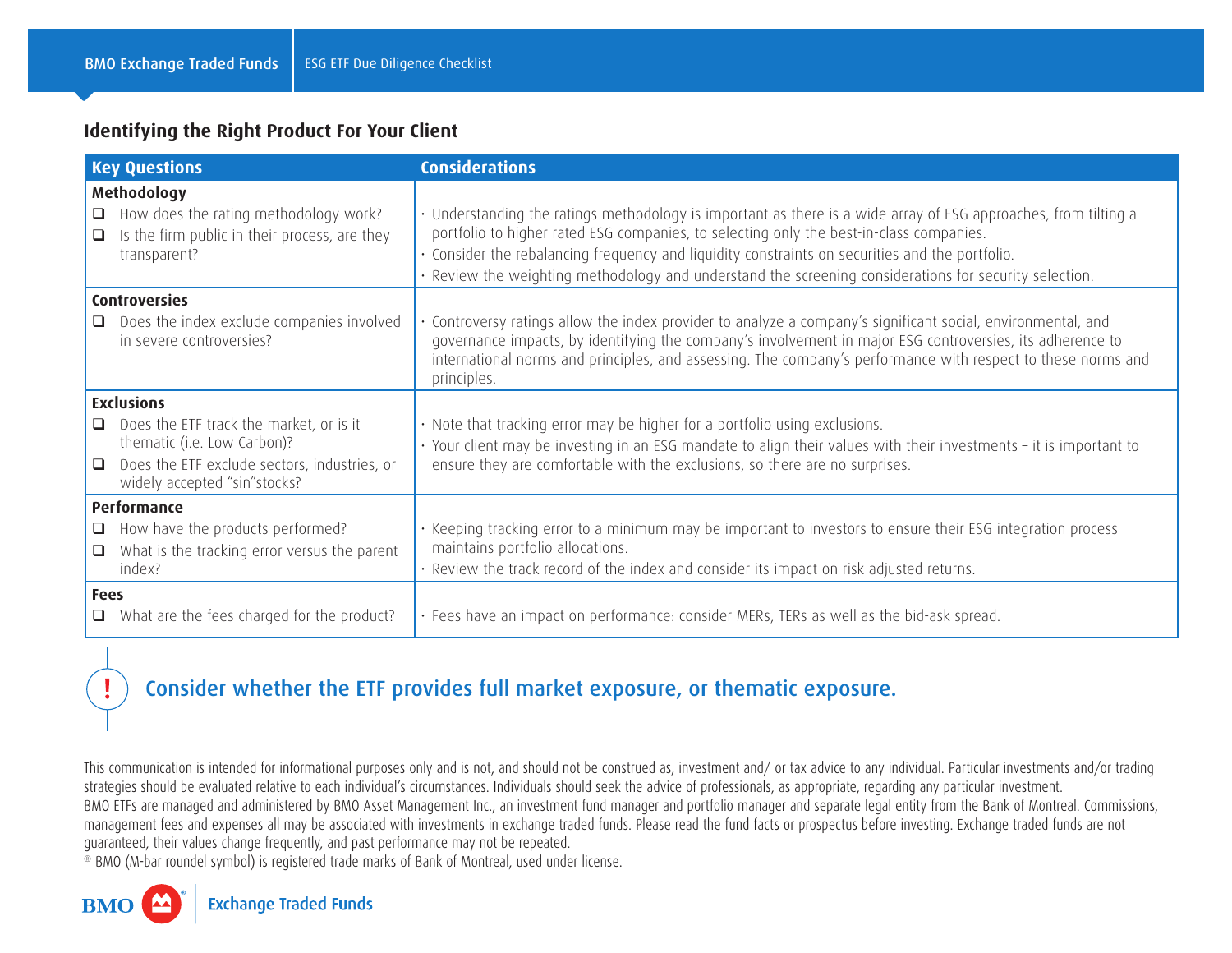## Identifying the Right Product For Your Client

| Key Questions | Considerations |
|---|---|
| **Methodology**<br>☐ How does the rating methodology work?<br>☐ Is the firm public in their process, are they transparent? | · Understanding the ratings methodology is important as there is a wide array of ESG approaches, from tilting a portfolio to higher rated ESG companies, to selecting only the best-in-class companies.<br>· Consider the rebalancing frequency and liquidity constraints on securities and the portfolio.<br>· Review the weighting methodology and understand the screening considerations for security selection. |
| **Controversies**<br>☐ Does the index exclude companies involved in severe controversies? | · Controversy ratings allow the index provider to analyze a company's significant social, environmental, and governance impacts, by identifying the company's involvement in major ESG controversies, its adherence to international norms and principles, and assessing. The company's performance with respect to these norms and principles. |
| **Exclusions**<br>☐ Does the ETF track the market, or is it thematic (i.e. Low Carbon)?<br>☐ Does the ETF exclude sectors, industries, or widely accepted "sin"stocks? | · Note that tracking error may be higher for a portfolio using exclusions.<br>· Your client may be investing in an ESG mandate to align their values with their investments – it is important to ensure they are comfortable with the exclusions, so there are no surprises. |
| **Performance**<br>☐ How have the products performed?<br>☐ What is the tracking error versus the parent index? | · Keeping tracking error to a minimum may be important to investors to ensure their ESG integration process maintains portfolio allocations.<br>· Review the track record of the index and consider its impact on risk adjusted returns. |
| **Fees**<br>☐ What are the fees charged for the product? | · Fees have an impact on performance: consider MERs, TERs as well as the bid-ask spread. |

**!** Consider whether the ETF provides full market exposure, or thematic exposure.

This communication is intended for informational purposes only and is not, and should not be construed as, investment and/ or tax advice to any individual. Particular investments and/or trading strategies should be evaluated relative to each individual's circumstances. Individuals should seek the advice of professionals, as appropriate, regarding any particular investment.

BMO ETFs are managed and administered by BMO Asset Management Inc., an investment fund manager and portfolio manager and separate legal entity from the Bank of Montreal. Commissions, management fees and expenses all may be associated with investments in exchange traded funds. Please read the fund facts or prospectus before investing. Exchange traded funds are not guaranteed, their values change frequently, and past performance may not be repeated.

® BMO (M-bar roundel symbol) is registered trade marks of Bank of Montreal, used under license.

BMO Exchange Traded Funds